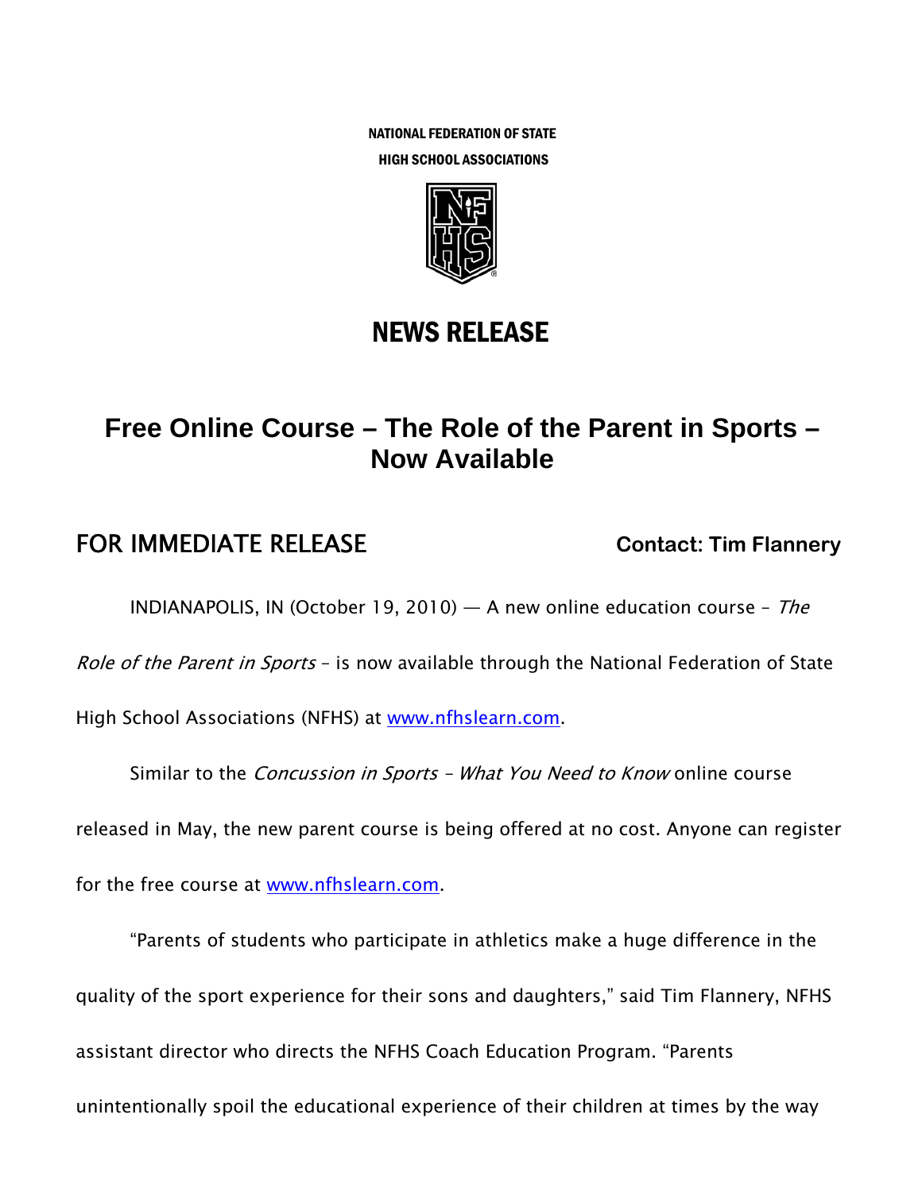NATIONAL FEDERATION OF STATE
HIGH SCHOOL ASSOCIATIONS

# NEWS RELEASE

## Free Online Course – The Role of the Parent in Sports – Now Available

**FOR IMMEDIATE RELEASE** **Contact: Tim Flannery**

INDIANAPOLIS, IN (October 19, 2010) — A new online education course – *The Role of the Parent in Sports* – is now available through the National Federation of State High School Associations (NFHS) at www.nfhslearn.com.

Similar to the *Concussion in Sports – What You Need to Know* online course released in May, the new parent course is being offered at no cost. Anyone can register for the free course at www.nfhslearn.com.

"Parents of students who participate in athletics make a huge difference in the quality of the sport experience for their sons and daughters," said Tim Flannery, NFHS assistant director who directs the NFHS Coach Education Program. "Parents unintentionally spoil the educational experience of their children at times by the way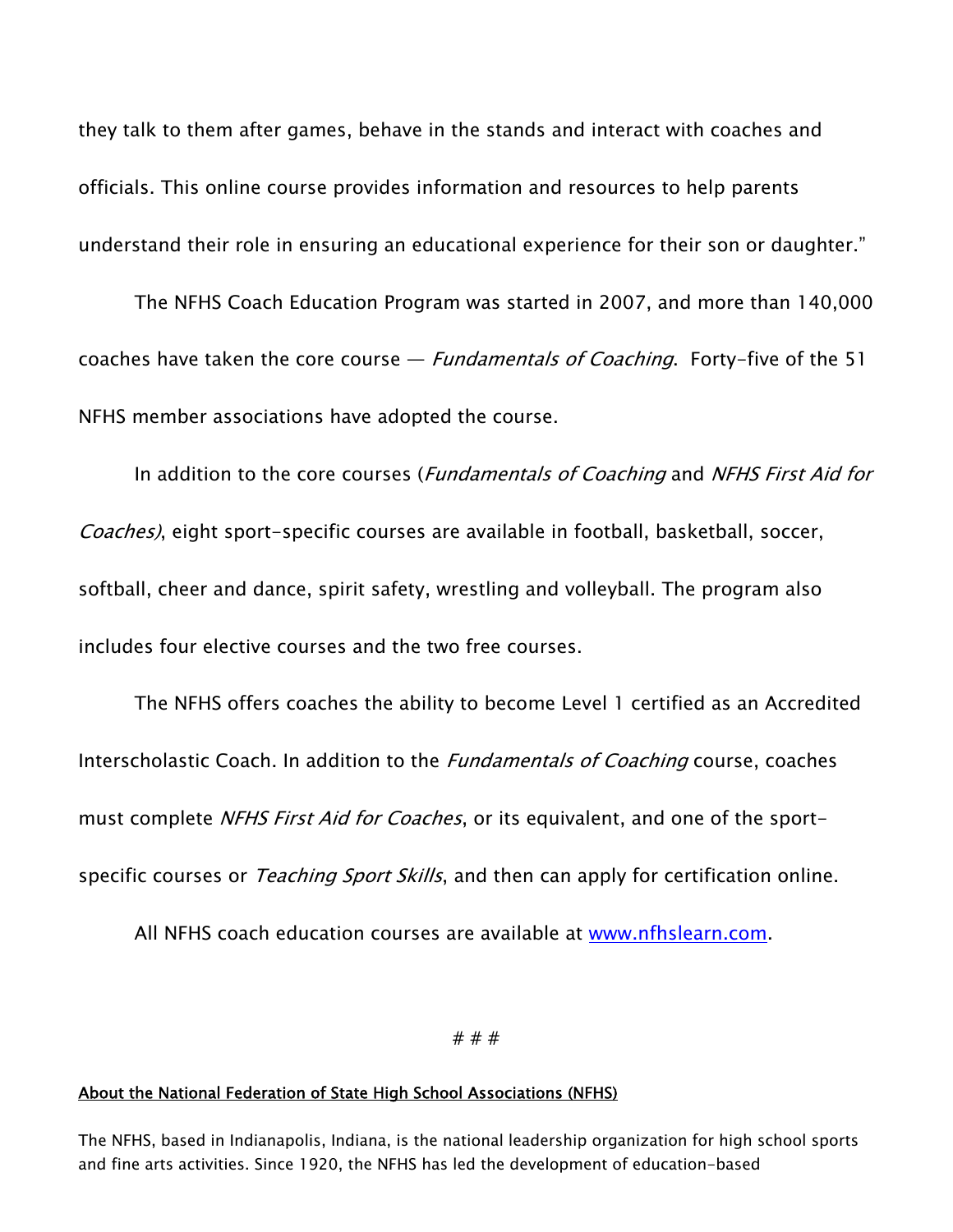they talk to them after games, behave in the stands and interact with coaches and officials. This online course provides information and resources to help parents understand their role in ensuring an educational experience for their son or daughter."

The NFHS Coach Education Program was started in 2007, and more than 140,000 coaches have taken the core course — *Fundamentals of Coaching*. Forty-five of the 51 NFHS member associations have adopted the course.

In addition to the core courses (*Fundamentals of Coaching* and *NFHS First Aid for Coaches)*, eight sport-specific courses are available in football, basketball, soccer, softball, cheer and dance, spirit safety, wrestling and volleyball. The program also includes four elective courses and the two free courses.

The NFHS offers coaches the ability to become Level 1 certified as an Accredited Interscholastic Coach. In addition to the *Fundamentals of Coaching* course, coaches must complete *NFHS First Aid for Coaches*, or its equivalent, and one of the sport-specific courses or *Teaching Sport Skills*, and then can apply for certification online.

All NFHS coach education courses are available at [www.nfhslearn.com](http://www.nfhslearn.com).

# # #

**About the National Federation of State High School Associations (NFHS)**

The NFHS, based in Indianapolis, Indiana, is the national leadership organization for high school sports and fine arts activities. Since 1920, the NFHS has led the development of education-based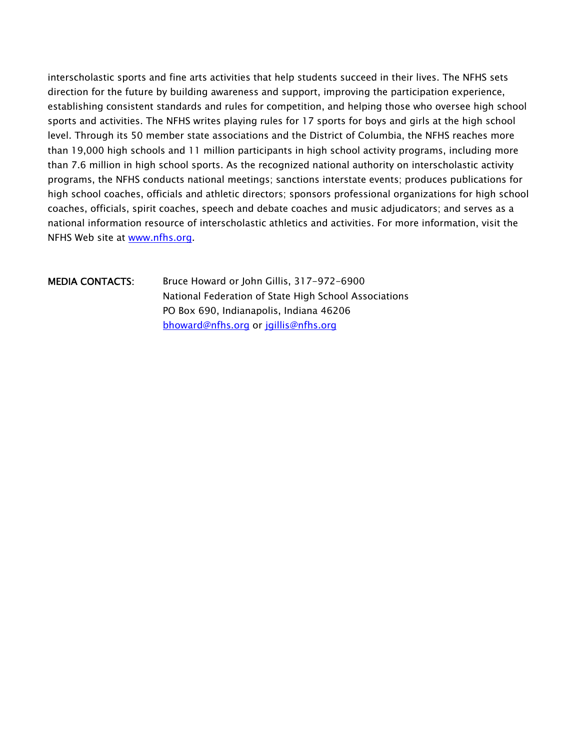interscholastic sports and fine arts activities that help students succeed in their lives. The NFHS sets direction for the future by building awareness and support, improving the participation experience, establishing consistent standards and rules for competition, and helping those who oversee high school sports and activities. The NFHS writes playing rules for 17 sports for boys and girls at the high school level. Through its 50 member state associations and the District of Columbia, the NFHS reaches more than 19,000 high schools and 11 million participants in high school activity programs, including more than 7.6 million in high school sports. As the recognized national authority on interscholastic activity programs, the NFHS conducts national meetings; sanctions interstate events; produces publications for high school coaches, officials and athletic directors; sponsors professional organizations for high school coaches, officials, spirit coaches, speech and debate coaches and music adjudicators; and serves as a national information resource of interscholastic athletics and activities. For more information, visit the NFHS Web site at www.nfhs.org.

**MEDIA CONTACTS**: Bruce Howard or John Gillis, 317-972-6900
National Federation of State High School Associations
PO Box 690, Indianapolis, Indiana 46206
bhoward@nfhs.org or jgillis@nfhs.org